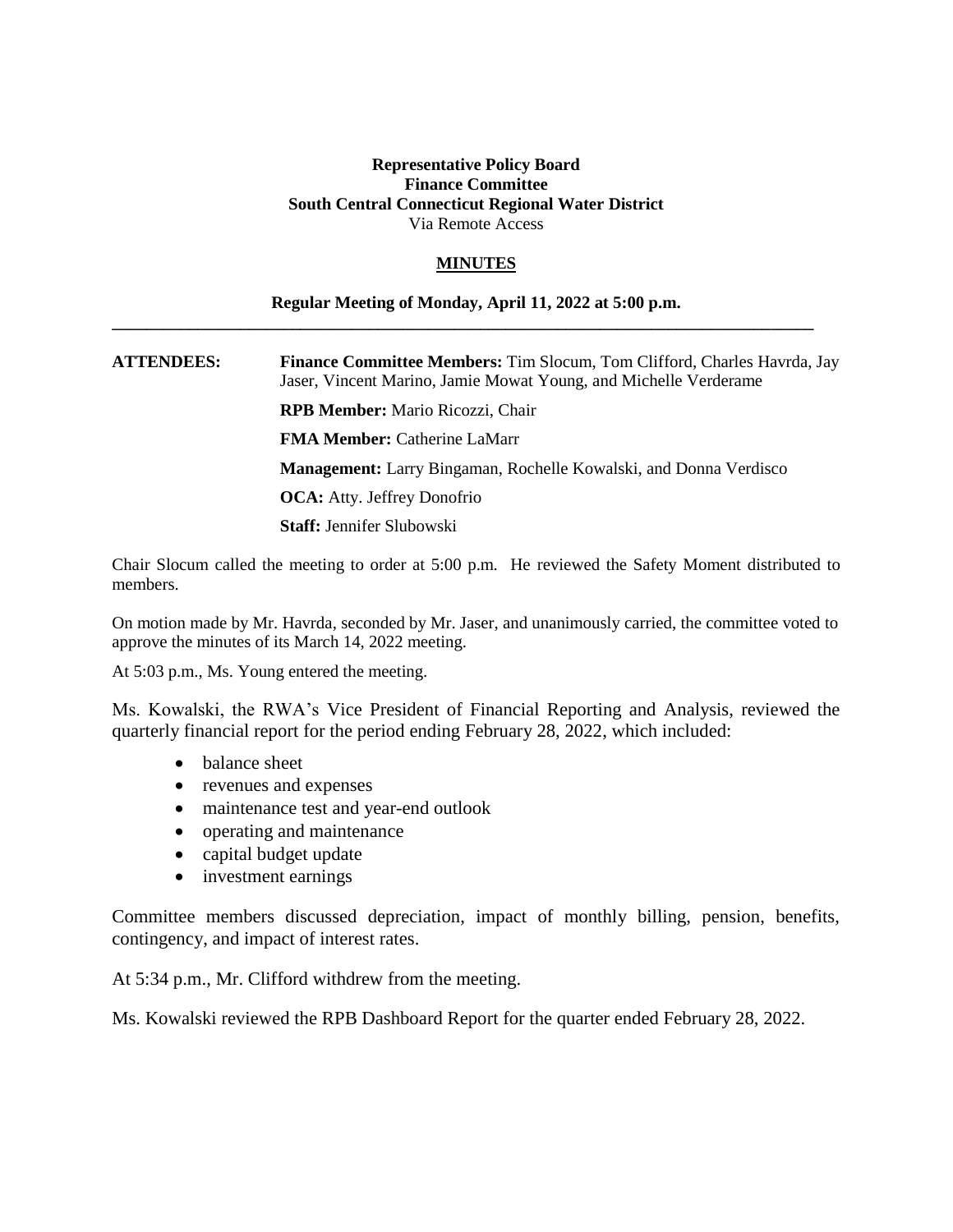**Representative Policy Board**
**Finance Committee**
**South Central Connecticut Regional Water District**
Via Remote Access

**MINUTES**

**Regular Meeting of Monday, April 11, 2022 at 5:00 p.m.**

---

**ATTENDEES:** **Finance Committee Members:** Tim Slocum, Tom Clifford, Charles Havrda, Jay Jaser, Vincent Marino, Jamie Mowat Young, and Michelle Verderame

**RPB Member:** Mario Ricozzi, Chair

**FMA Member:** Catherine LaMarr

**Management:** Larry Bingaman, Rochelle Kowalski, and Donna Verdisco

**OCA:** Atty. Jeffrey Donofrio

**Staff:** Jennifer Slubowski

Chair Slocum called the meeting to order at 5:00 p.m. He reviewed the Safety Moment distributed to members.

On motion made by Mr. Havrda, seconded by Mr. Jaser, and unanimously carried, the committee voted to approve the minutes of its March 14, 2022 meeting.

At 5:03 p.m., Ms. Young entered the meeting.

Ms. Kowalski, the RWA's Vice President of Financial Reporting and Analysis, reviewed the quarterly financial report for the period ending February 28, 2022, which included:

- balance sheet
- revenues and expenses
- maintenance test and year-end outlook
- operating and maintenance
- capital budget update
- investment earnings

Committee members discussed depreciation, impact of monthly billing, pension, benefits, contingency, and impact of interest rates.

At 5:34 p.m., Mr. Clifford withdrew from the meeting.

Ms. Kowalski reviewed the RPB Dashboard Report for the quarter ended February 28, 2022.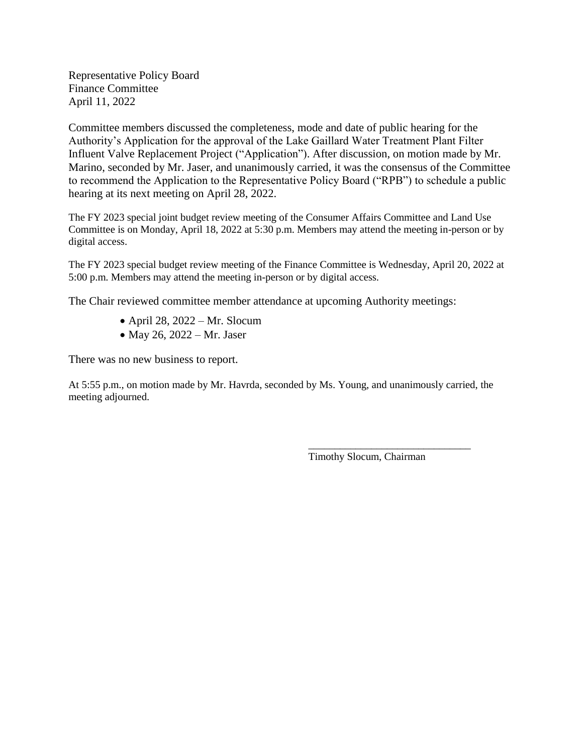Representative Policy Board
Finance Committee
April 11, 2022

Committee members discussed the completeness, mode and date of public hearing for the Authority's Application for the approval of the Lake Gaillard Water Treatment Plant Filter Influent Valve Replacement Project ("Application"). After discussion, on motion made by Mr. Marino, seconded by Mr. Jaser, and unanimously carried, it was the consensus of the Committee to recommend the Application to the Representative Policy Board ("RPB") to schedule a public hearing at its next meeting on April 28, 2022.

The FY 2023 special joint budget review meeting of the Consumer Affairs Committee and Land Use Committee is on Monday, April 18, 2022 at 5:30 p.m. Members may attend the meeting in-person or by digital access.

The FY 2023 special budget review meeting of the Finance Committee is Wednesday, April 20, 2022 at 5:00 p.m. Members may attend the meeting in-person or by digital access.

The Chair reviewed committee member attendance at upcoming Authority meetings:

- April 28, 2022 – Mr. Slocum
- May 26, 2022 – Mr. Jaser

There was no new business to report.

At 5:55 p.m., on motion made by Mr. Havrda, seconded by Ms. Young, and unanimously carried, the meeting adjourned.

_______________________________
Timothy Slocum, Chairman